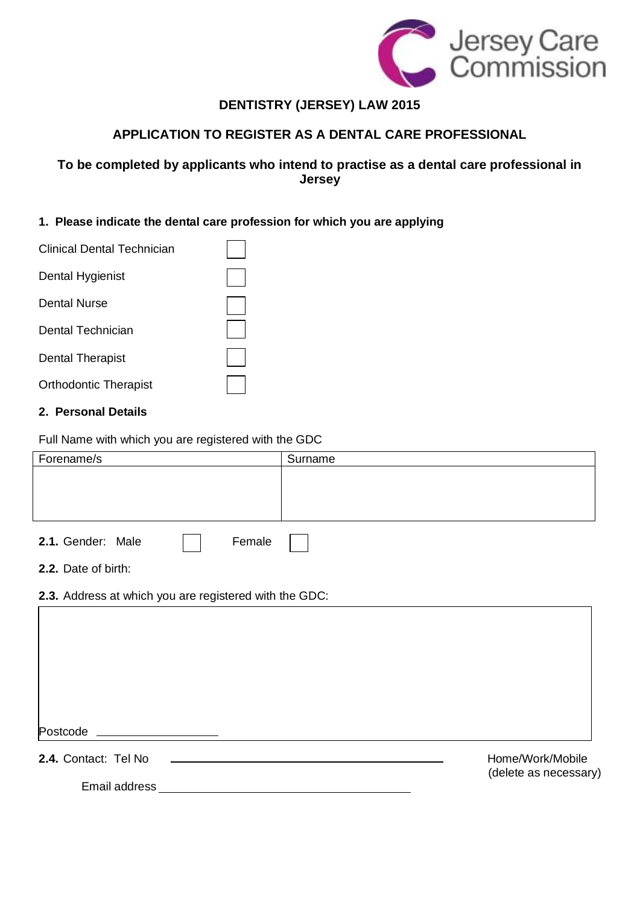Jersey Care Commission

**DENTISTRY (JERSEY) LAW 2015**

**APPLICATION TO REGISTER AS A DENTAL CARE PROFESSIONAL**

**To be completed by applicants who intend to practise as a dental care professional in Jersey**

**1. Please indicate the dental care profession for which you are applying**

Clinical Dental Technician ☐

Dental Hygienist ☐

Dental Nurse ☐

Dental Technician ☐

Dental Therapist ☐

Orthodontic Therapist ☐

**2. Personal Details**

Full Name with which you are registered with the GDC

| Forename/s | Surname |
|---|---|
| | |

**2.1.** Gender: Male ☐ Female ☐

**2.2.** Date of birth:

**2.3.** Address at which you are registered with the GDC:

Postcode ____________________

**2.4.** Contact: Tel No ______________________________ Home/Work/Mobile (delete as necessary)

Email address ______________________________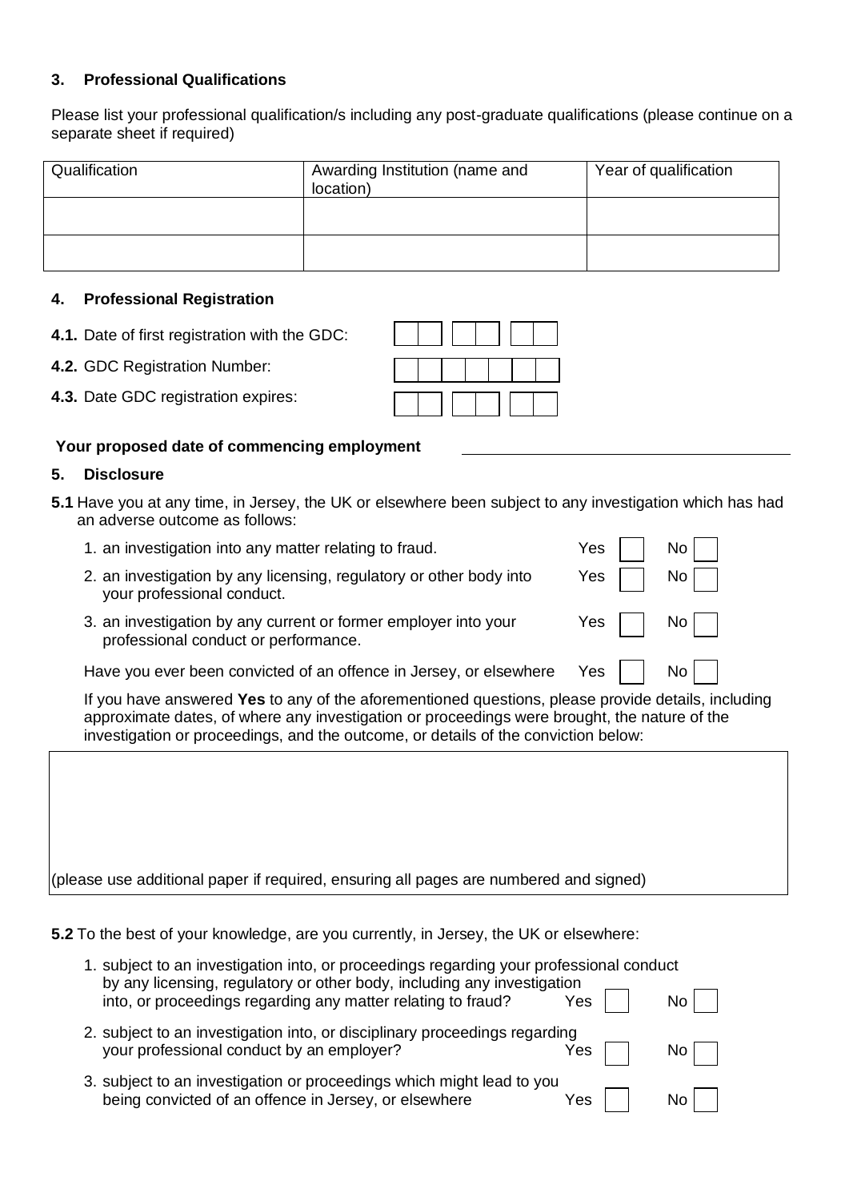### 3. Professional Qualifications

Please list your professional qualification/s including any post-graduate qualifications (please continue on a separate sheet if required)

| Qualification | Awarding Institution (name and location) | Year of qualification |
|---|---|---|
| | | |
| | | |

### 4. Professional Registration

**4.1.** Date of first registration with the GDC: ☐☐ ☐☐ ☐☐

**4.2.** GDC Registration Number: ☐☐☐☐☐☐☐

**4.3.** Date GDC registration expires: ☐☐ ☐☐ ☐☐

**Your proposed date of commencing employment** ________________________

### 5. Disclosure

**5.1** Have you at any time, in Jersey, the UK or elsewhere been subject to any investigation which has had an adverse outcome as follows:

1. an investigation into any matter relating to fraud. Yes ☐ No ☐
2. an investigation by any licensing, regulatory or other body into your professional conduct. Yes ☐ No ☐
3. an investigation by any current or former employer into your professional conduct or performance. Yes ☐ No ☐

Have you ever been convicted of an offence in Jersey, or elsewhere Yes ☐ No ☐

If you have answered **Yes** to any of the aforementioned questions, please provide details, including approximate dates, of where any investigation or proceedings were brought, the nature of the investigation or proceedings, and the outcome, or details of the conviction below:

| |
|---|
| (please use additional paper if required, ensuring all pages are numbered and signed) |

**5.2** To the best of your knowledge, are you currently, in Jersey, the UK or elsewhere:

1. subject to an investigation into, or proceedings regarding your professional conduct by any licensing, regulatory or other body, including any investigation into, or proceedings regarding any matter relating to fraud? Yes ☐ No ☐
2. subject to an investigation into, or disciplinary proceedings regarding your professional conduct by an employer? Yes ☐ No ☐
3. subject to an investigation or proceedings which might lead to you being convicted of an offence in Jersey, or elsewhere Yes ☐ No ☐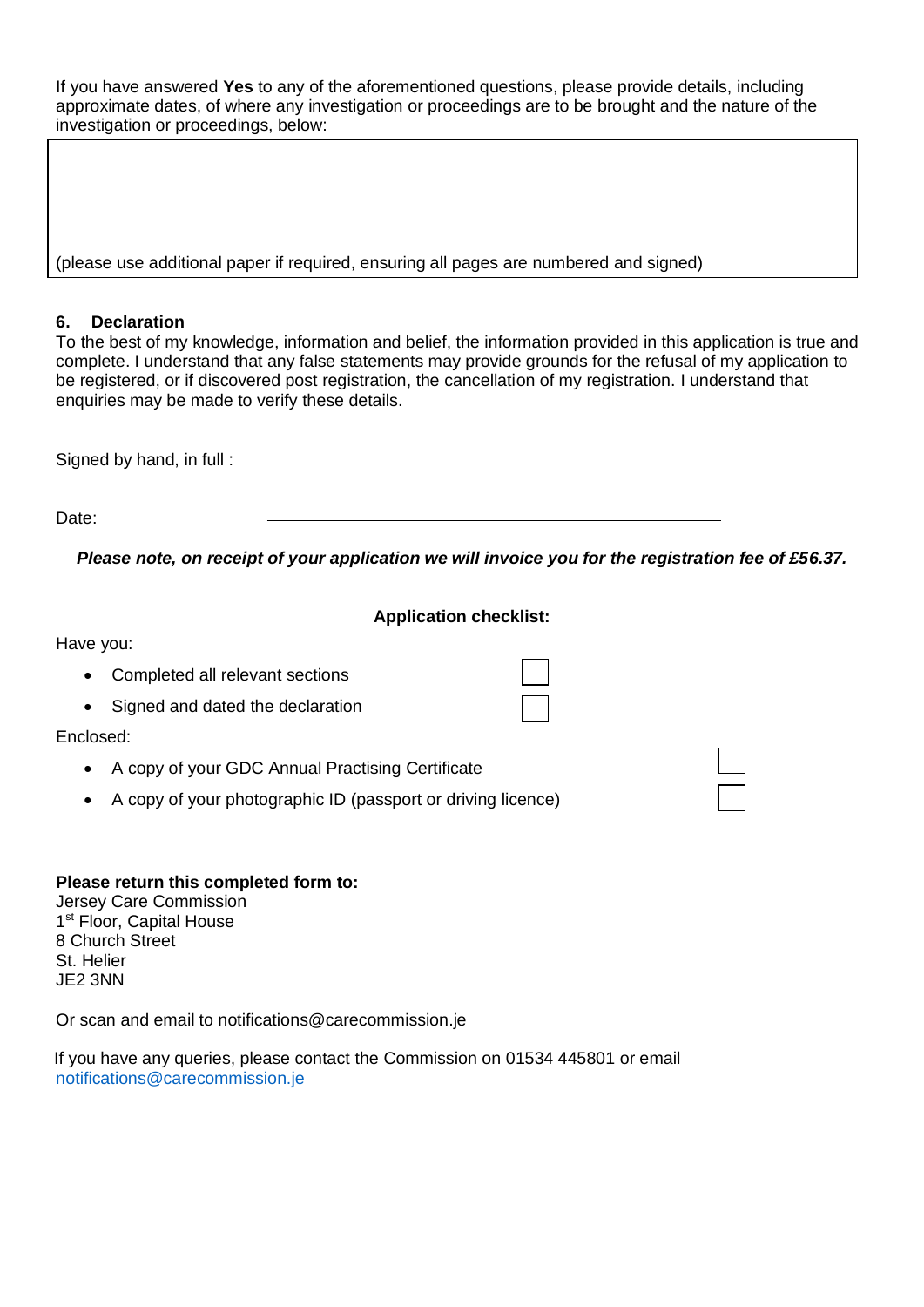If you have answered **Yes** to any of the aforementioned questions, please provide details, including approximate dates, of where any investigation or proceedings are to be brought and the nature of the investigation or proceedings, below:

(please use additional paper if required, ensuring all pages are numbered and signed)

## 6. Declaration

To the best of my knowledge, information and belief, the information provided in this application is true and complete. I understand that any false statements may provide grounds for the refusal of my application to be registered, or if discovered post registration, the cancellation of my registration. I understand that enquiries may be made to verify these details.

Signed by hand, in full : ______________________________

Date: ______________________________

***Please note, on receipt of your application we will invoice you for the registration fee of £56.37.***

**Application checklist:**

Have you:

- Completed all relevant sections ☐
- Signed and dated the declaration ☐

Enclosed:

- A copy of your GDC Annual Practising Certificate ☐
- A copy of your photographic ID (passport or driving licence) ☐

**Please return this completed form to:**
Jersey Care Commission
1st Floor, Capital House
8 Church Street
St. Helier
JE2 3NN

Or scan and email to notifications@carecommission.je

If you have any queries, please contact the Commission on 01534 445801 or email notifications@carecommission.je